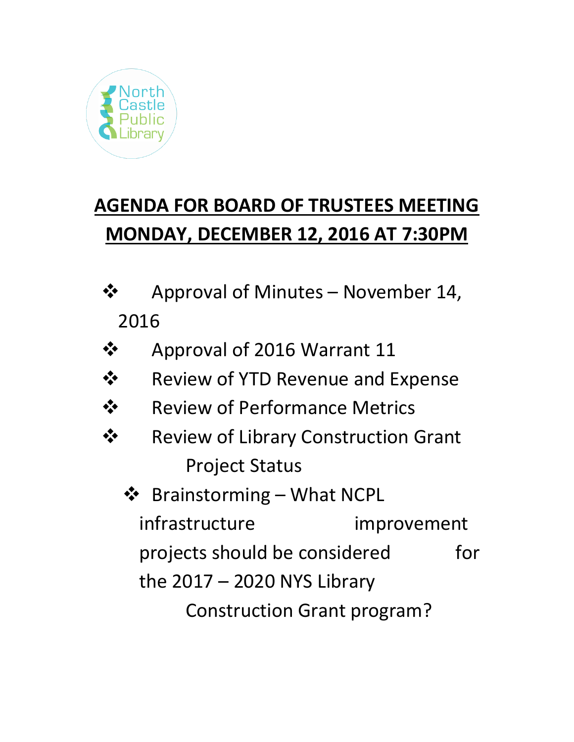North Castle Public Library

# AGENDA FOR BOARD OF TRUSTEES MEETING MONDAY, DECEMBER 12, 2016 AT 7:30PM

- Approval of Minutes – November 14, 2016
- Approval of 2016 Warrant 11
- Review of YTD Revenue and Expense
- Review of Performance Metrics
- Review of Library Construction Grant Project Status
  - Brainstorming – What NCPL infrastructure improvement projects should be considered for the 2017 – 2020 NYS Library Construction Grant program?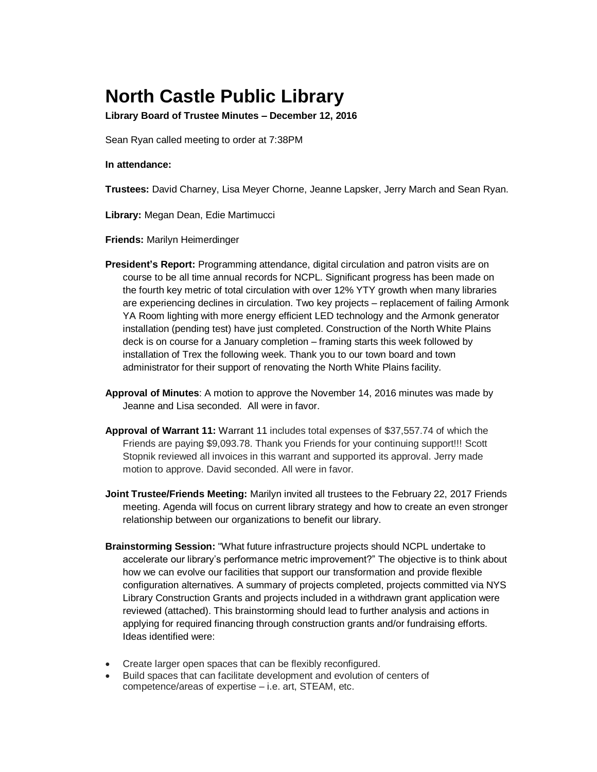# North Castle Public Library

**Library Board of Trustee Minutes – December 12, 2016**

Sean Ryan called meeting to order at 7:38PM

**In attendance:**

**Trustees:** David Charney, Lisa Meyer Chorne, Jeanne Lapsker, Jerry March and Sean Ryan.

**Library:** Megan Dean, Edie Martimucci

**Friends:** Marilyn Heimerdinger

**President's Report:** Programming attendance, digital circulation and patron visits are on course to be all time annual records for NCPL. Significant progress has been made on the fourth key metric of total circulation with over 12% YTY growth when many libraries are experiencing declines in circulation. Two key projects – replacement of failing Armonk YA Room lighting with more energy efficient LED technology and the Armonk generator installation (pending test) have just completed. Construction of the North White Plains deck is on course for a January completion – framing starts this week followed by installation of Trex the following week. Thank you to our town board and town administrator for their support of renovating the North White Plains facility.

**Approval of Minutes**: A motion to approve the November 14, 2016 minutes was made by Jeanne and Lisa seconded. All were in favor.

**Approval of Warrant 11:** Warrant 11 includes total expenses of $37,557.74 of which the Friends are paying $9,093.78. Thank you Friends for your continuing support!!! Scott Stopnik reviewed all invoices in this warrant and supported its approval. Jerry made motion to approve. David seconded. All were in favor.

**Joint Trustee/Friends Meeting:** Marilyn invited all trustees to the February 22, 2017 Friends meeting. Agenda will focus on current library strategy and how to create an even stronger relationship between our organizations to benefit our library.

**Brainstorming Session:** "What future infrastructure projects should NCPL undertake to accelerate our library's performance metric improvement?" The objective is to think about how we can evolve our facilities that support our transformation and provide flexible configuration alternatives. A summary of projects completed, projects committed via NYS Library Construction Grants and projects included in a withdrawn grant application were reviewed (attached). This brainstorming should lead to further analysis and actions in applying for required financing through construction grants and/or fundraising efforts. Ideas identified were:

- Create larger open spaces that can be flexibly reconfigured.
- Build spaces that can facilitate development and evolution of centers of competence/areas of expertise – i.e. art, STEAM, etc.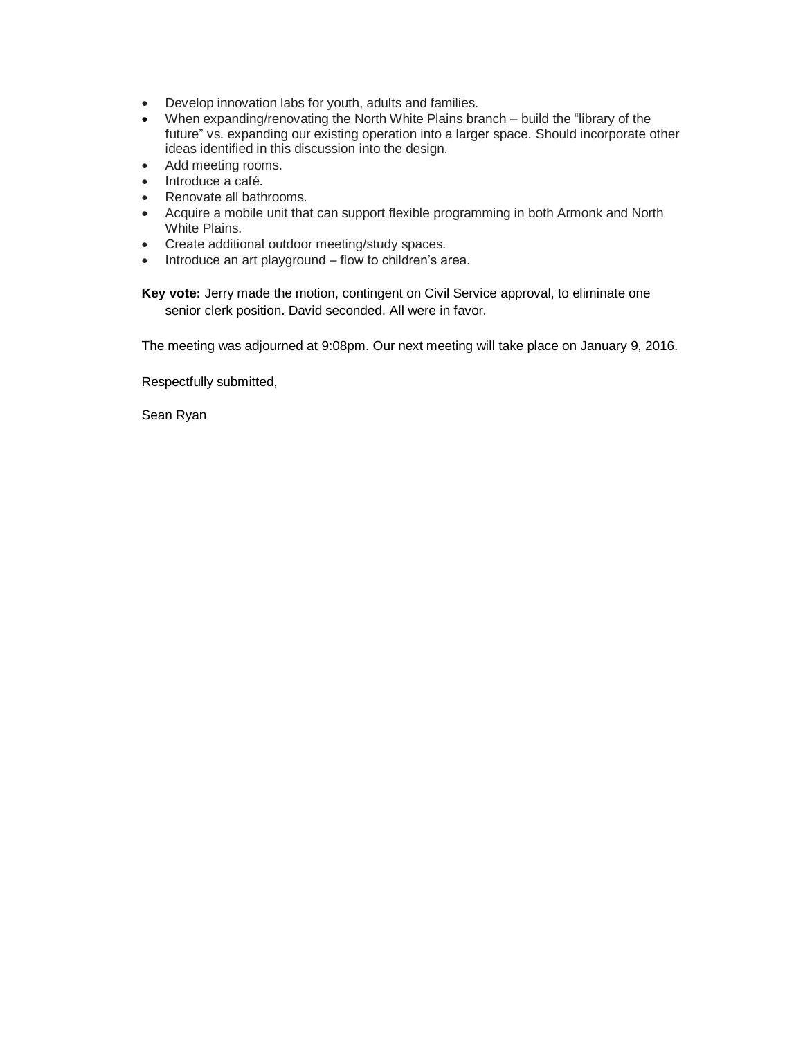- Develop innovation labs for youth, adults and families.
- When expanding/renovating the North White Plains branch – build the "library of the future" vs. expanding our existing operation into a larger space. Should incorporate other ideas identified in this discussion into the design.
- Add meeting rooms.
- Introduce a café.
- Renovate all bathrooms.
- Acquire a mobile unit that can support flexible programming in both Armonk and North White Plains.
- Create additional outdoor meeting/study spaces.
- Introduce an art playground – flow to children's area.

**Key vote:** Jerry made the motion, contingent on Civil Service approval, to eliminate one senior clerk position. David seconded. All were in favor.

The meeting was adjourned at 9:08pm. Our next meeting will take place on January 9, 2016.

Respectfully submitted,

Sean Ryan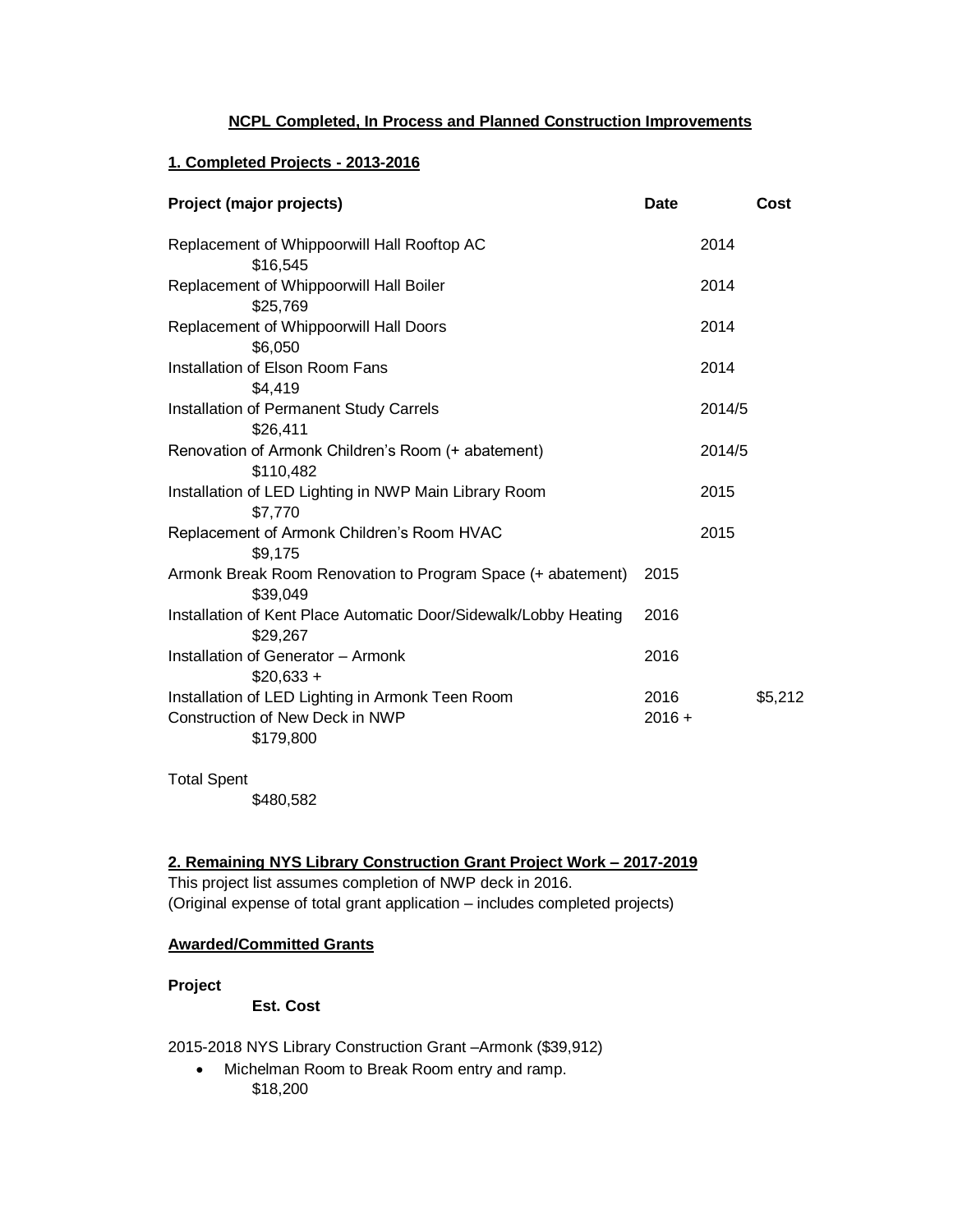**NCPL Completed, In Process and Planned Construction Improvements**

**1. Completed Projects - 2013-2016**

| Project (major projects) | Date | Cost |
| --- | --- | --- |
| Replacement of Whippoorwill Hall Rooftop AC | 2014 | $16,545 |
| Replacement of Whippoorwill Hall Boiler | 2014 | $25,769 |
| Replacement of Whippoorwill Hall Doors | 2014 | $6,050 |
| Installation of Elson Room Fans | 2014 | $4,419 |
| Installation of Permanent Study Carrels | 2014/5 | $26,411 |
| Renovation of Armonk Children's Room (+ abatement) | 2014/5 | $110,482 |
| Installation of LED Lighting in NWP Main Library Room | 2015 | $7,770 |
| Replacement of Armonk Children's Room HVAC | 2015 | $9,175 |
| Armonk Break Room Renovation to Program Space (+ abatement) | 2015 | $39,049 |
| Installation of Kent Place Automatic Door/Sidewalk/Lobby Heating | 2016 | $29,267 |
| Installation of Generator – Armonk | 2016 | $20,633 + |
| Installation of LED Lighting in Armonk Teen Room | 2016 | $5,212 |
| Construction of New Deck in NWP | 2016 + | $179,800 |
| Total Spent | | $480,582 |

**2. Remaining NYS Library Construction Grant Project Work – 2017-2019**

This project list assumes completion of NWP deck in 2016.
(Original expense of total grant application – includes completed projects)

**Awarded/Committed Grants**

| Project | Est. Cost |
| --- | --- |
| 2015-2018 NYS Library Construction Grant –Armonk ($39,912) | |
| • Michelman Room to Break Room entry and ramp. | $18,200 |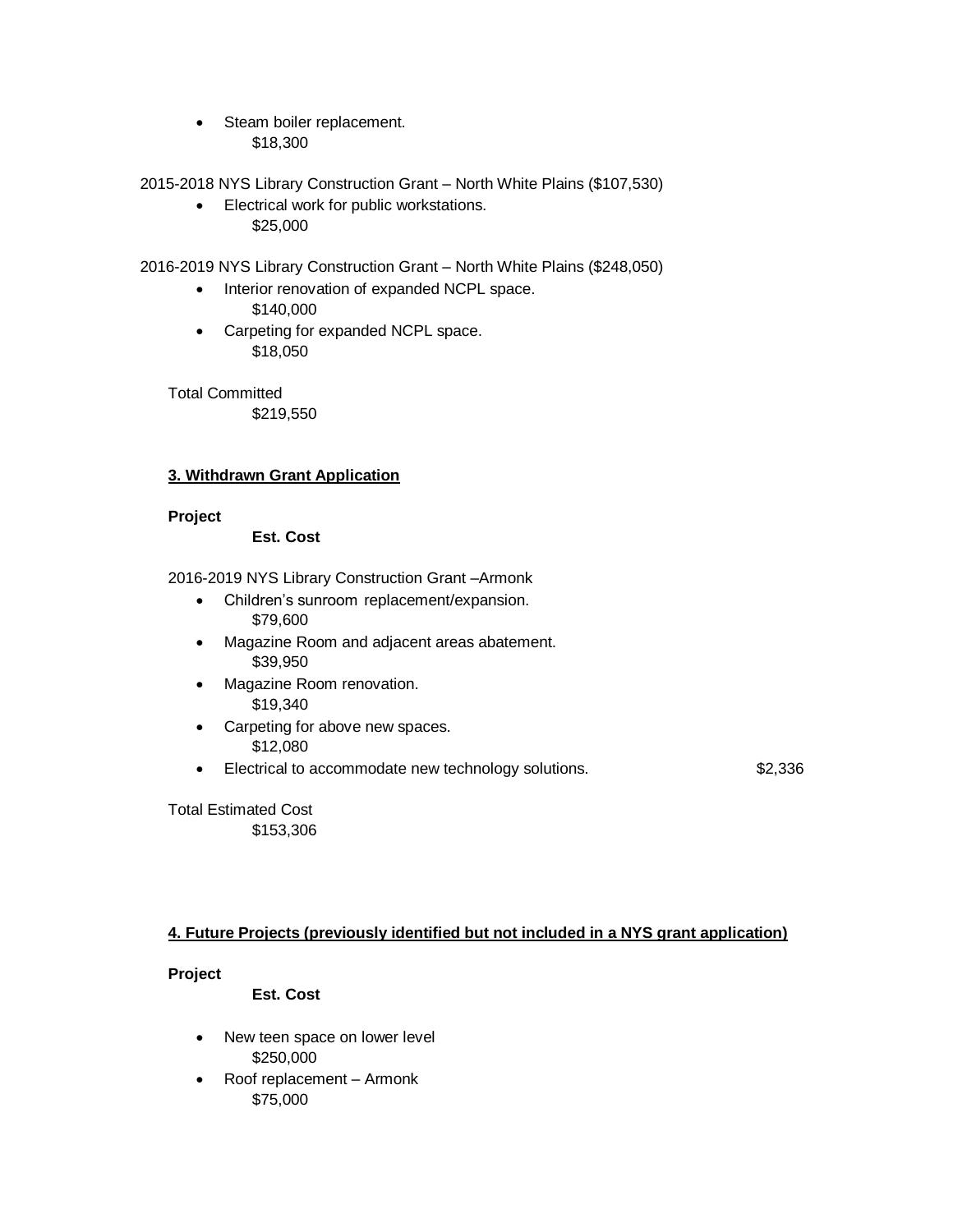- Steam boiler replacement.
  $18,300

2015-2018 NYS Library Construction Grant – North White Plains ($107,530)

- Electrical work for public workstations.
  $25,000

2016-2019 NYS Library Construction Grant – North White Plains ($248,050)

- Interior renovation of expanded NCPL space.
  $140,000
- Carpeting for expanded NCPL space.
  $18,050

Total Committed
$219,550

**3. Withdrawn Grant Application**

**Project**
**Est. Cost**

2016-2019 NYS Library Construction Grant –Armonk

- Children's sunroom replacement/expansion.
  $79,600
- Magazine Room and adjacent areas abatement.
  $39,950
- Magazine Room renovation.
  $19,340
- Carpeting for above new spaces.
  $12,080
- Electrical to accommodate new technology solutions. $2,336

Total Estimated Cost
$153,306

**4. Future Projects (previously identified but not included in a NYS grant application)**

**Project**
**Est. Cost**

- New teen space on lower level
  $250,000
- Roof replacement – Armonk
  $75,000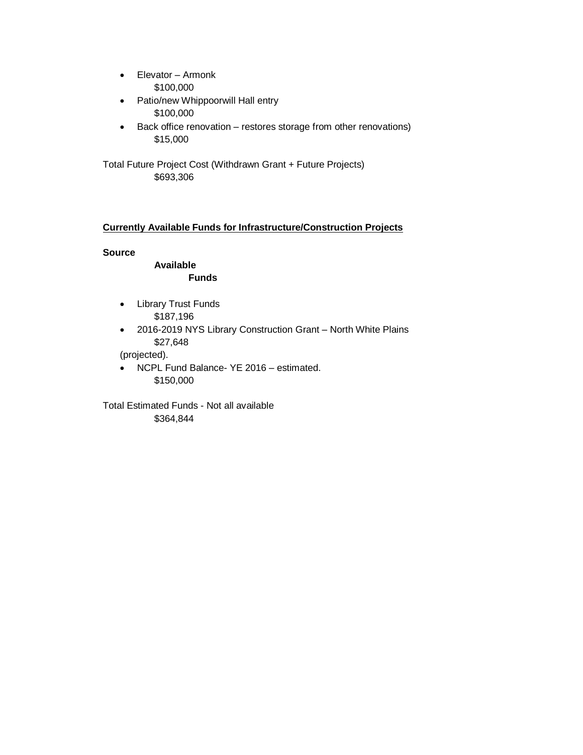- Elevator – Armonk
  $100,000
- Patio/new Whippoorwill Hall entry
  $100,000
- Back office renovation – restores storage from other renovations)
  $15,000

Total Future Project Cost (Withdrawn Grant + Future Projects)
$693,306

**<u>Currently Available Funds for Infrastructure/Construction Projects</u>**

**Source**

**Available Funds**

- Library Trust Funds
  $187,196
- 2016-2019 NYS Library Construction Grant – North White Plains
  $27,648
  (projected).
- NCPL Fund Balance- YE 2016 – estimated.
  $150,000

Total Estimated Funds - Not all available
$364,844